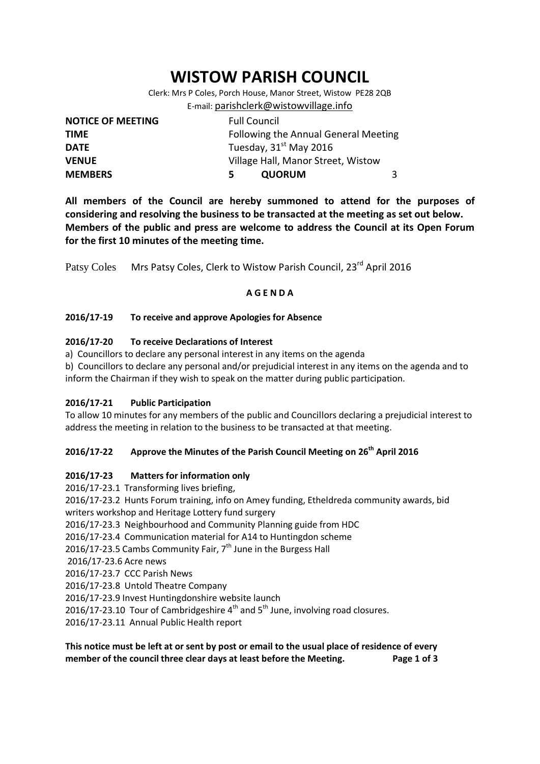# WISTOW PARISH COUNCIL

Clerk: Mrs P Coles, Porch House, Manor Street, Wistow PE28 2QB
E-mail: parishclerk@wistowvillage.info

| | | | |
|---|---|---|---|
| **NOTICE OF MEETING** | Full Council | | |
| **TIME** | Following the Annual General Meeting | | |
| **DATE** | Tuesday, 31st May 2016 | | |
| **VENUE** | Village Hall, Manor Street, Wistow | | |
| **MEMBERS** | 5 | **QUORUM** | 3 |

**All members of the Council are hereby summoned to attend for the purposes of considering and resolving the business to be transacted at the meeting as set out below. Members of the public and press are welcome to address the Council at its Open Forum for the first 10 minutes of the meeting time.**

Patsy Coles  Mrs Patsy Coles, Clerk to Wistow Parish Council, 23rd April 2016

**A G E N D A**

**2016/17-19 To receive and approve Apologies for Absence**

**2016/17-20 To receive Declarations of Interest**

a) Councillors to declare any personal interest in any items on the agenda

b) Councillors to declare any personal and/or prejudicial interest in any items on the agenda and to inform the Chairman if they wish to speak on the matter during public participation.

**2016/17-21 Public Participation**

To allow 10 minutes for any members of the public and Councillors declaring a prejudicial interest to address the meeting in relation to the business to be transacted at that meeting.

**2016/17-22 Approve the Minutes of the Parish Council Meeting on 26th April 2016**

**2016/17-23 Matters for information only**

2016/17-23.1 Transforming lives briefing,
2016/17-23.2 Hunts Forum training, info on Amey funding, Etheldreda community awards, bid writers workshop and Heritage Lottery fund surgery
2016/17-23.3 Neighbourhood and Community Planning guide from HDC
2016/17-23.4 Communication material for A14 to Huntingdon scheme
2016/17-23.5 Cambs Community Fair, 7th June in the Burgess Hall
2016/17-23.6 Acre news
2016/17-23.7 CCC Parish News
2016/17-23.8 Untold Theatre Company
2016/17-23.9 Invest Huntingdonshire website launch
2016/17-23.10 Tour of Cambridgeshire 4th and 5th June, involving road closures.
2016/17-23.11 Annual Public Health report

**This notice must be left at or sent by post or email to the usual place of residence of every member of the council three clear days at least before the Meeting.**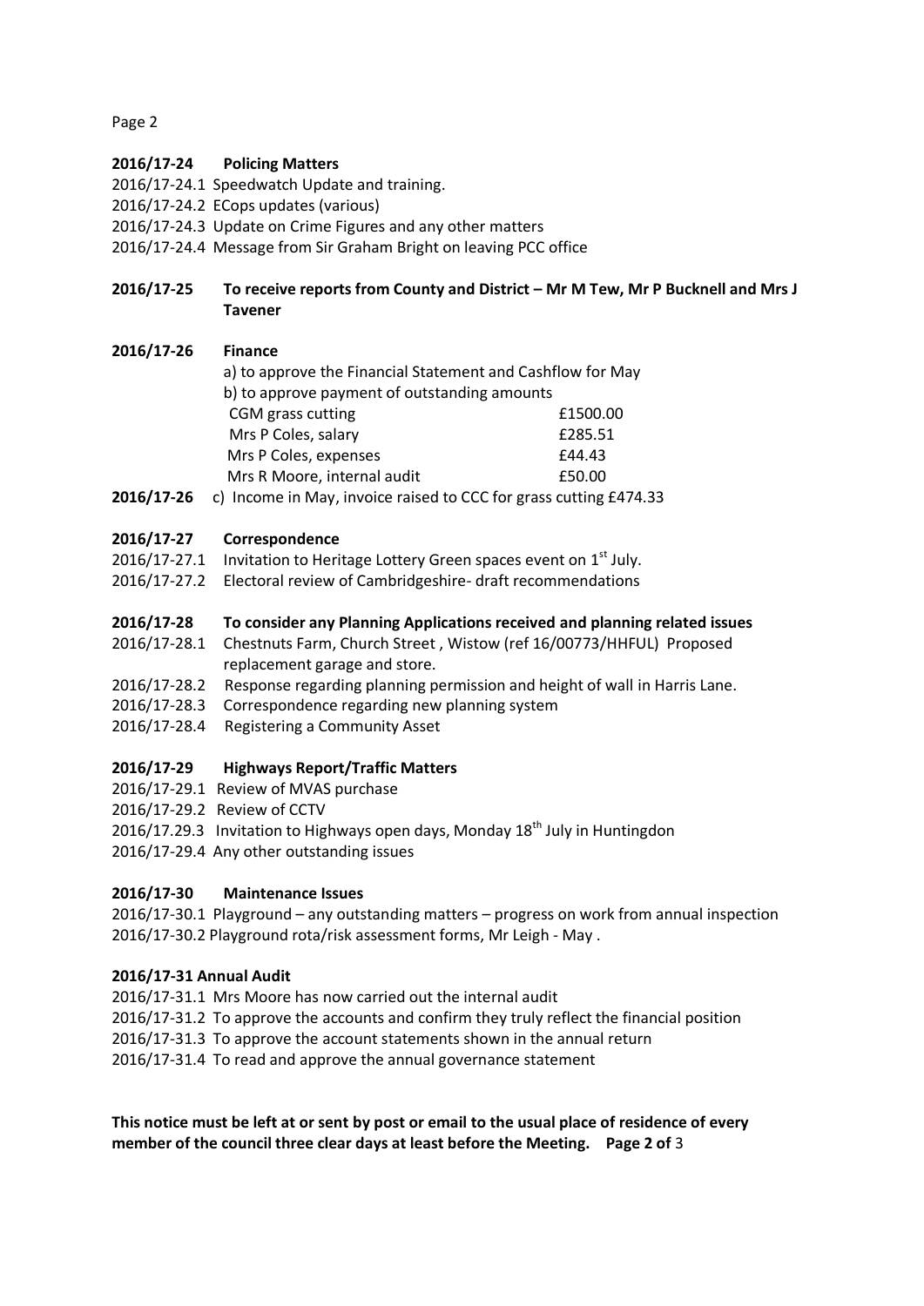**2016/17-24 Policing Matters**

2016/17-24.1 Speedwatch Update and training.
2016/17-24.2 ECops updates (various)
2016/17-24.3 Update on Crime Figures and any other matters
2016/17-24.4 Message from Sir Graham Bright on leaving PCC office

**2016/17-25 To receive reports from County and District – Mr M Tew, Mr P Bucknell and Mrs J Tavener**

**2016/17-26 Finance**

a) to approve the Financial Statement and Cashflow for May
b) to approve payment of outstanding amounts

| | |
|---|---|
| CGM grass cutting | £1500.00 |
| Mrs P Coles, salary | £285.51 |
| Mrs P Coles, expenses | £44.43 |
| Mrs R Moore, internal audit | £50.00 |

**2016/17-26** c) Income in May, invoice raised to CCC for grass cutting £474.33

**2016/17-27 Correspondence**

2016/17-27.1 Invitation to Heritage Lottery Green spaces event on 1st July.
2016/17-27.2 Electoral review of Cambridgeshire- draft recommendations

**2016/17-28 To consider any Planning Applications received and planning related issues**

2016/17-28.1 Chestnuts Farm, Church Street , Wistow (ref 16/00773/HHFUL) Proposed replacement garage and store.
2016/17-28.2 Response regarding planning permission and height of wall in Harris Lane.
2016/17-28.3 Correspondence regarding new planning system
2016/17-28.4 Registering a Community Asset

**2016/17-29 Highways Report/Traffic Matters**

2016/17-29.1 Review of MVAS purchase
2016/17-29.2 Review of CCTV
2016/17.29.3 Invitation to Highways open days, Monday 18th July in Huntingdon
2016/17-29.4 Any other outstanding issues

**2016/17-30 Maintenance Issues**

2016/17-30.1 Playground – any outstanding matters – progress on work from annual inspection
2016/17-30.2 Playground rota/risk assessment forms, Mr Leigh - May .

**2016/17-31 Annual Audit**

2016/17-31.1 Mrs Moore has now carried out the internal audit
2016/17-31.2 To approve the accounts and confirm they truly reflect the financial position
2016/17-31.3 To approve the account statements shown in the annual return
2016/17-31.4 To read and approve the annual governance statement

**This notice must be left at or sent by post or email to the usual place of residence of every member of the council three clear days at least before the Meeting.**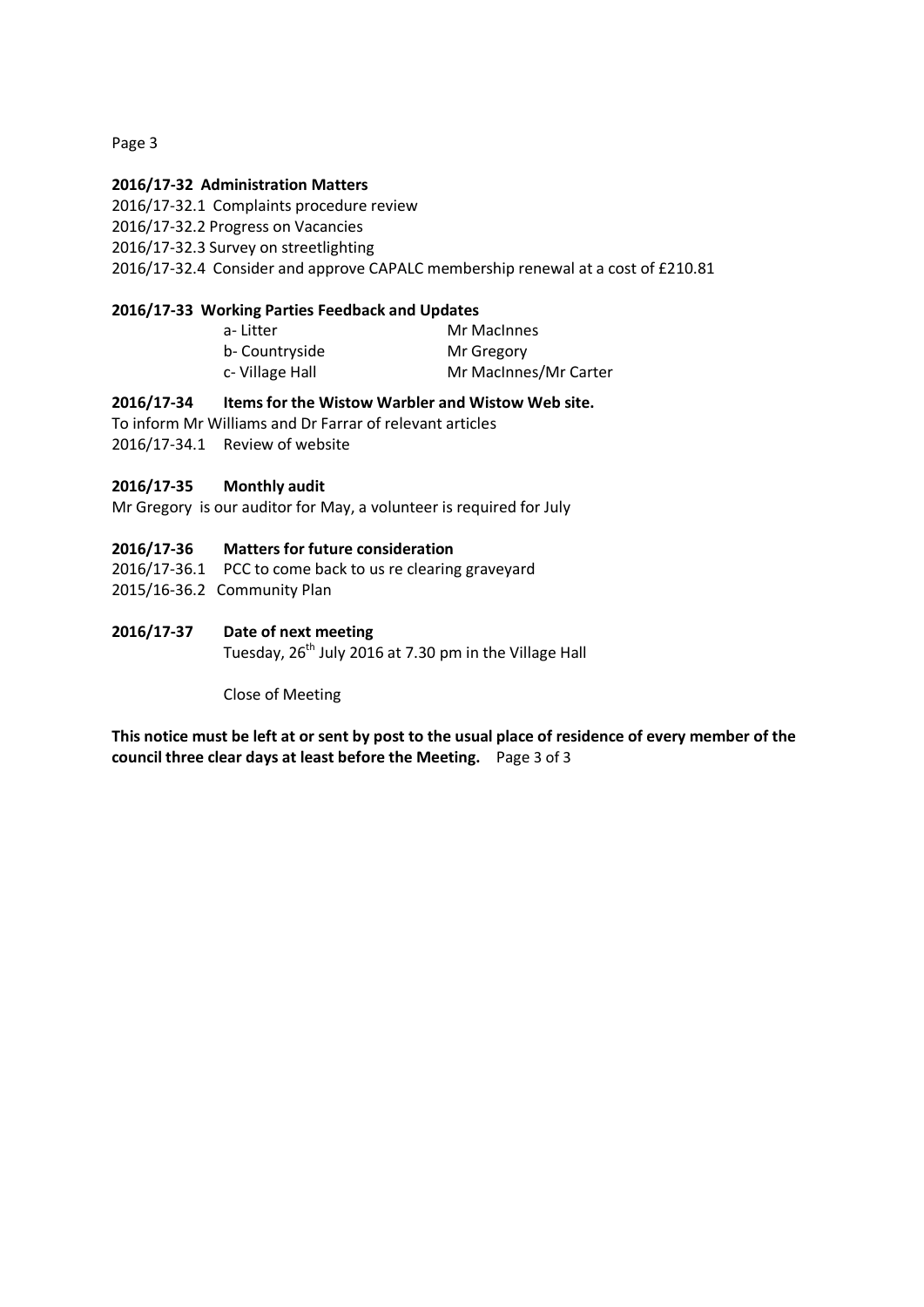**2016/17-32 Administration Matters**

2016/17-32.1 Complaints procedure review

2016/17-32.2 Progress on Vacancies

2016/17-32.3 Survey on streetlighting

2016/17-32.4 Consider and approve CAPALC membership renewal at a cost of £210.81

**2016/17-33 Working Parties Feedback and Updates**

| | |
|---|---|
| a- Litter | Mr MacInnes |
| b- Countryside | Mr Gregory |
| c- Village Hall | Mr MacInnes/Mr Carter |

**2016/17-34 Items for the Wistow Warbler and Wistow Web site.**

To inform Mr Williams and Dr Farrar of relevant articles

2016/17-34.1 Review of website

**2016/17-35 Monthly audit**

Mr Gregory is our auditor for May, a volunteer is required for July

**2016/17-36 Matters for future consideration**

2016/17-36.1 PCC to come back to us re clearing graveyard

2015/16-36.2 Community Plan

**2016/17-37 Date of next meeting**

Tuesday, 26th July 2016 at 7.30 pm in the Village Hall

Close of Meeting

**This notice must be left at or sent by post to the usual place of residence of every member of the council three clear days at least before the Meeting.**